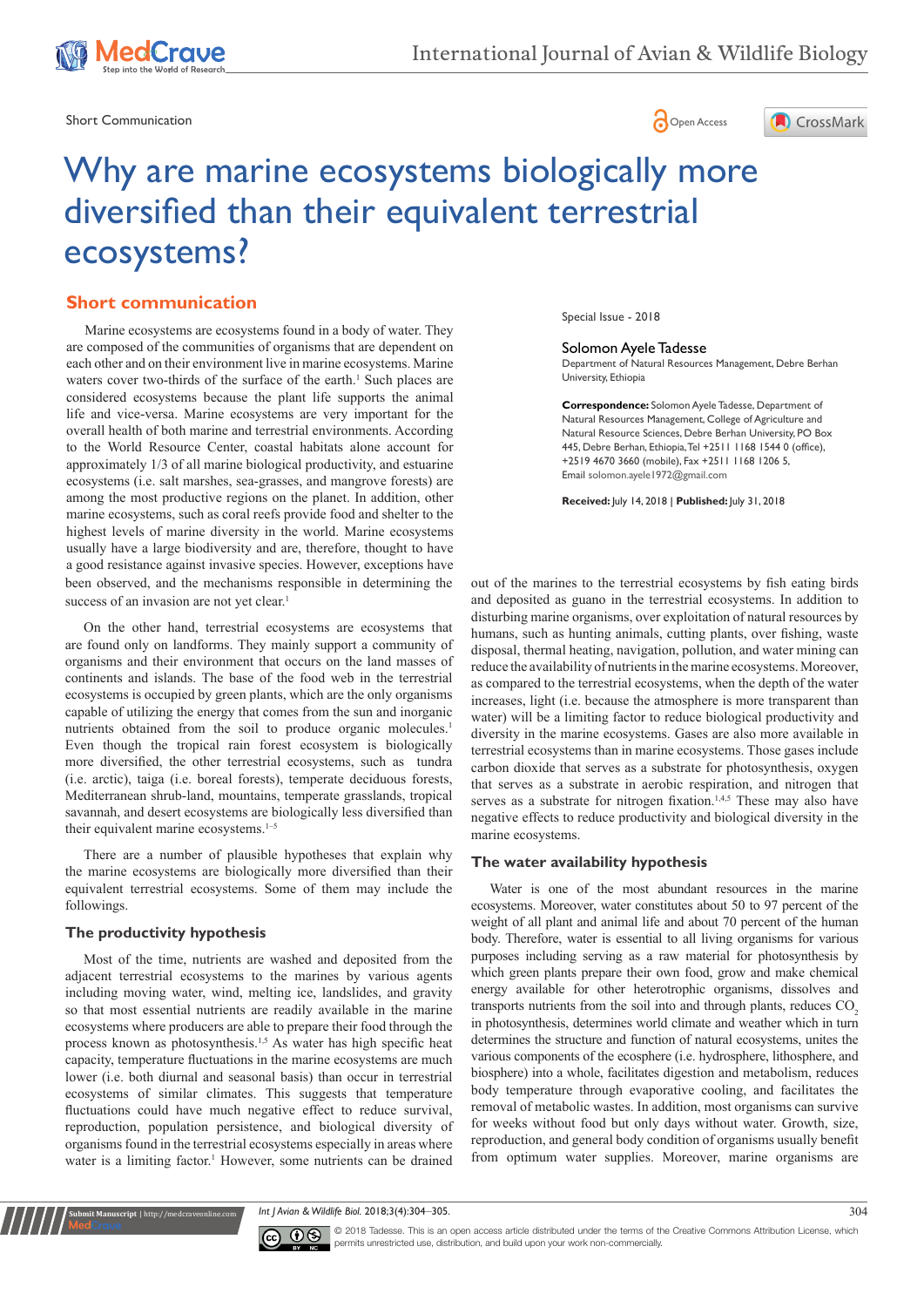Short Communication

# Why are marine ecosystems biologically more diversified than their equivalent terrestrial ecosystems?

Special Issue - 2018

Solomon Ayele Tadesse

Department of Natural Resources Management, Debre Berhan University, Ethiopia

**Correspondence:** Solomon Ayele Tadesse, Department of Natural Resources Management, College of Agriculture and Natural Resource Sciences, Debre Berhan University, PO Box 445, Debre Berhan, Ethiopia, Tel +2511 1168 1544 0 (office), +2519 4670 3660 (mobile), Fax +2511 1168 1206 5, Email solomon.ayele1972@gmail.com

**Received:** July 14, 2018 | **Published:** July 31, 2018

## Short communication

Marine ecosystems are ecosystems found in a body of water. They are composed of the communities of organisms that are dependent on each other and on their environment live in marine ecosystems. Marine waters cover two-thirds of the surface of the earth.[1] Such places are considered ecosystems because the plant life supports the animal life and vice-versa. Marine ecosystems are very important for the overall health of both marine and terrestrial environments. According to the World Resource Center, coastal habitats alone account for approximately 1/3 of all marine biological productivity, and estuarine ecosystems (i.e. salt marshes, sea-grasses, and mangrove forests) are among the most productive regions on the planet. In addition, other marine ecosystems, such as coral reefs provide food and shelter to the highest levels of marine diversity in the world. Marine ecosystems usually have a large biodiversity and are, therefore, thought to have a good resistance against invasive species. However, exceptions have been observed, and the mechanisms responsible in determining the success of an invasion are not yet clear.[1]

On the other hand, terrestrial ecosystems are ecosystems that are found only on landforms. They mainly support a community of organisms and their environment that occurs on the land masses of continents and islands. The base of the food web in the terrestrial ecosystems is occupied by green plants, which are the only organisms capable of utilizing the energy that comes from the sun and inorganic nutrients obtained from the soil to produce organic molecules.[1] Even though the tropical rain forest ecosystem is biologically more diversified, the other terrestrial ecosystems, such as tundra (i.e. arctic), taiga (i.e. boreal forests), temperate deciduous forests, Mediterranean shrub-land, mountains, temperate grasslands, tropical savannah, and desert ecosystems are biologically less diversified than their equivalent marine ecosystems.[1–5]

There are a number of plausible hypotheses that explain why the marine ecosystems are biologically more diversified than their equivalent terrestrial ecosystems. Some of them may include the followings.

### The productivity hypothesis

Most of the time, nutrients are washed and deposited from the adjacent terrestrial ecosystems to the marines by various agents including moving water, wind, melting ice, landslides, and gravity so that most essential nutrients are readily available in the marine ecosystems where producers are able to prepare their food through the process known as photosynthesis.[1,5] As water has high specific heat capacity, temperature fluctuations in the marine ecosystems are much lower (i.e. both diurnal and seasonal basis) than occur in terrestrial ecosystems of similar climates. This suggests that temperature fluctuations could have much negative effect to reduce survival, reproduction, population persistence, and biological diversity of organisms found in the terrestrial ecosystems especially in areas where water is a limiting factor.[1] However, some nutrients can be drained out of the marines to the terrestrial ecosystems by fish eating birds and deposited as guano in the terrestrial ecosystems. In addition to disturbing marine organisms, over exploitation of natural resources by humans, such as hunting animals, cutting plants, over fishing, waste disposal, thermal heating, navigation, pollution, and water mining can reduce the availability of nutrients in the marine ecosystems. Moreover, as compared to the terrestrial ecosystems, when the depth of the water increases, light (i.e. because the atmosphere is more transparent than water) will be a limiting factor to reduce biological productivity and diversity in the marine ecosystems. Gases are also more available in terrestrial ecosystems than in marine ecosystems. Those gases include carbon dioxide that serves as a substrate for photosynthesis, oxygen that serves as a substrate in aerobic respiration, and nitrogen that serves as a substrate for nitrogen fixation.[1,4,5] These may also have negative effects to reduce productivity and biological diversity in the marine ecosystems.

### The water availability hypothesis

Water is one of the most abundant resources in the marine ecosystems. Moreover, water constitutes about 50 to 97 percent of the weight of all plant and animal life and about 70 percent of the human body. Therefore, water is essential to all living organisms for various purposes including serving as a raw material for photosynthesis by which green plants prepare their own food, grow and make chemical energy available for other heterotrophic organisms, dissolves and transports nutrients from the soil into and through plants, reduces $CO_2$ in photosynthesis, determines world climate and weather which in turn determines the structure and function of natural ecosystems, unites the various components of the ecosphere (i.e. hydrosphere, lithosphere, and biosphere) into a whole, facilitates digestion and metabolism, reduces body temperature through evaporative cooling, and facilitates the removal of metabolic wastes. In addition, most organisms can survive for weeks without food but only days without water. Growth, size, reproduction, and general body condition of organisms usually benefit from optimum water supplies. Moreover, marine organisms are

© 2018 Tadesse. This is an open access article distributed under the terms of the Creative Commons Attribution License, which permits unrestricted use, distribution, and build upon your work non-commercially.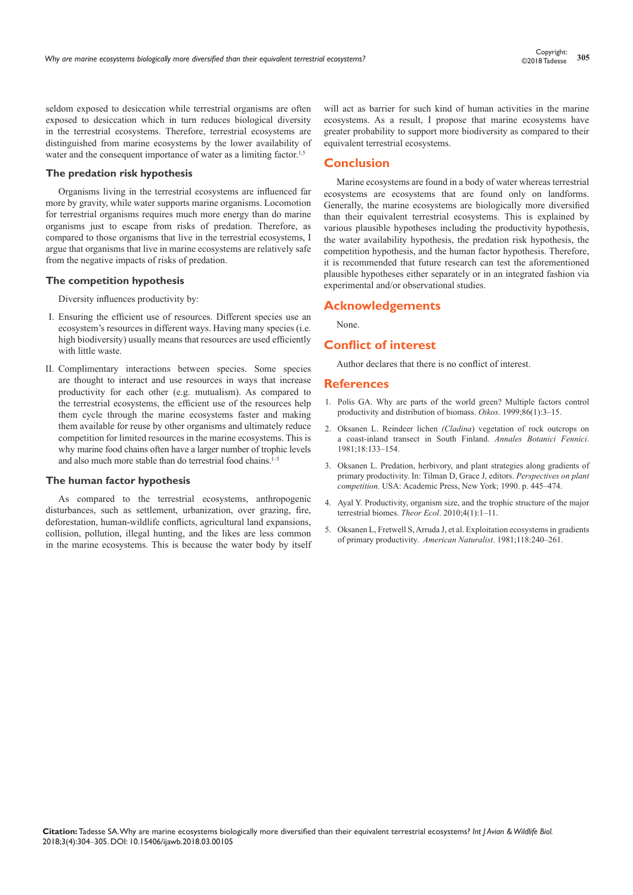seldom exposed to desiccation while terrestrial organisms are often exposed to desiccation which in turn reduces biological diversity in the terrestrial ecosystems. Therefore, terrestrial ecosystems are distinguished from marine ecosystems by the lower availability of water and the consequent importance of water as a limiting factor.[1,5]

### The predation risk hypothesis

Organisms living in the terrestrial ecosystems are influenced far more by gravity, while water supports marine organisms. Locomotion for terrestrial organisms requires much more energy than do marine organisms just to escape from risks of predation. Therefore, as compared to those organisms that live in the terrestrial ecosystems, I argue that organisms that live in marine ecosystems are relatively safe from the negative impacts of risks of predation.

### The competition hypothesis

Diversity influences productivity by:

I. Ensuring the efficient use of resources. Different species use an ecosystem's resources in different ways. Having many species (i.e. high biodiversity) usually means that resources are used efficiently with little waste.

II. Complimentary interactions between species. Some species are thought to interact and use resources in ways that increase productivity for each other (e.g. mutualism). As compared to the terrestrial ecosystems, the efficient use of the resources help them cycle through the marine ecosystems faster and making them available for reuse by other organisms and ultimately reduce competition for limited resources in the marine ecosystems. This is why marine food chains often have a larger number of trophic levels and also much more stable than do terrestrial food chains.[1–5]

### The human factor hypothesis

As compared to the terrestrial ecosystems, anthropogenic disturbances, such as settlement, urbanization, over grazing, fire, deforestation, human-wildlife conflicts, agricultural land expansions, collision, pollution, illegal hunting, and the likes are less common in the marine ecosystems. This is because the water body by itself will act as barrier for such kind of human activities in the marine ecosystems. As a result, I propose that marine ecosystems have greater probability to support more biodiversity as compared to their equivalent terrestrial ecosystems.

## Conclusion

Marine ecosystems are found in a body of water whereas terrestrial ecosystems are ecosystems that are found only on landforms. Generally, the marine ecosystems are biologically more diversified than their equivalent terrestrial ecosystems. This is explained by various plausible hypotheses including the productivity hypothesis, the water availability hypothesis, the predation risk hypothesis, the competition hypothesis, and the human factor hypothesis. Therefore, it is recommended that future research can test the aforementioned plausible hypotheses either separately or in an integrated fashion via experimental and/or observational studies.

## Acknowledgements

None.

## Conflict of interest

Author declares that there is no conflict of interest.

## References

1. Polis GA. Why are parts of the world green? Multiple factors control productivity and distribution of biomass. *Oikos*. 1999;86(1):3–15.
2. Oksanen L. Reindeer lichen *(Cladina*) vegetation of rock outcrops on a coast-inland transect in South Finland. *Annales Botanici Fennici*. 1981;18:133–154.
3. Oksanen L. Predation, herbivory, and plant strategies along gradients of primary productivity. In: Tilman D, Grace J, editors. *Perspectives on plant competition*. USA: Academic Press, New York; 1990. p. 445–474.
4. Ayal Y. Productivity, organism size, and the trophic structure of the major terrestrial biomes. *Theor Ecol*. 2010;4(1):1–11.
5. Oksanen L, Fretwell S, Arruda J, et al. Exploitation ecosystems in gradients of primary productivity. *American Naturalist*. 1981;118:240–261.